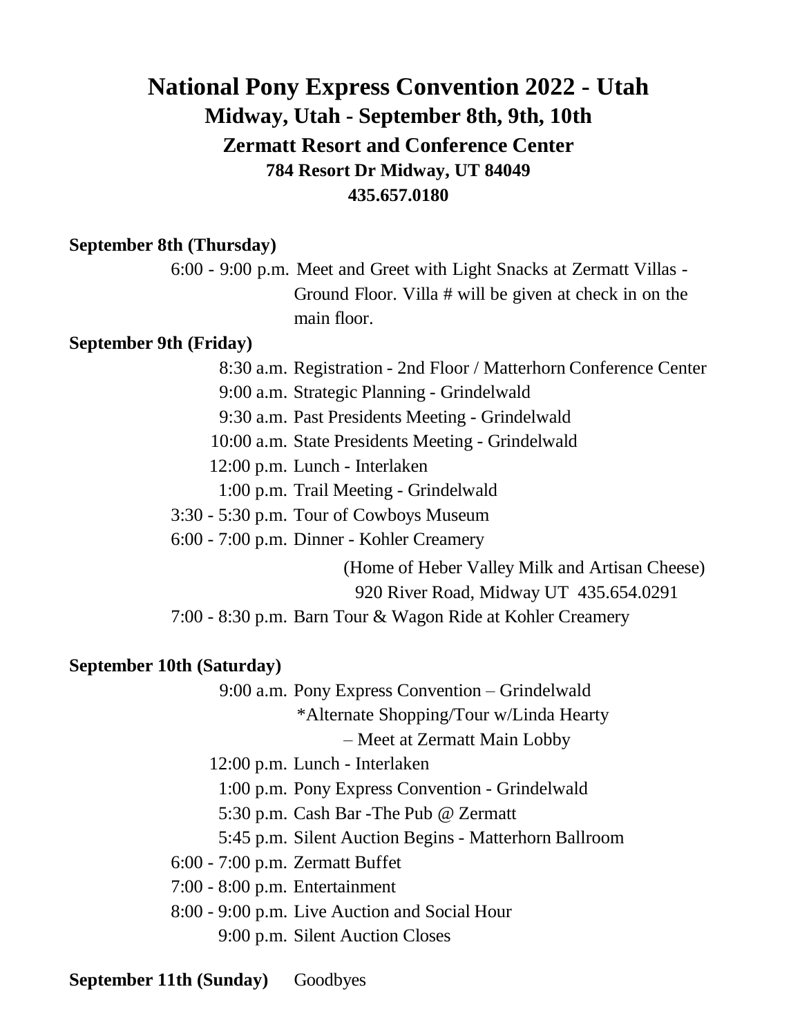# National Pony Express Convention 2022 - Utah

## Midway, Utah - September 8th, 9th, 10th

### Zermatt Resort and Conference Center

**784 Resort Dr Midway, UT 84049**

**435.657.0180**

**September 8th (Thursday)**

6:00 - 9:00 p.m. Meet and Greet with Light Snacks at Zermatt Villas - Ground Floor. Villa # will be given at check in on the main floor.

**September 9th (Friday)**

8:30 a.m. Registration - 2nd Floor / Matterhorn Conference Center
9:00 a.m. Strategic Planning - Grindelwald
9:30 a.m. Past Presidents Meeting - Grindelwald
10:00 a.m. State Presidents Meeting - Grindelwald
12:00 p.m. Lunch - Interlaken
1:00 p.m. Trail Meeting - Grindelwald
3:30 - 5:30 p.m. Tour of Cowboys Museum
6:00 - 7:00 p.m. Dinner - Kohler Creamery
(Home of Heber Valley Milk and Artisan Cheese)
920 River Road, Midway UT 435.654.0291
7:00 - 8:30 p.m. Barn Tour & Wagon Ride at Kohler Creamery

**September 10th (Saturday)**

9:00 a.m. Pony Express Convention – Grindelwald
*Alternate Shopping/Tour w/Linda Hearty
– Meet at Zermatt Main Lobby
12:00 p.m. Lunch - Interlaken
1:00 p.m. Pony Express Convention - Grindelwald
5:30 p.m. Cash Bar -The Pub @ Zermatt
5:45 p.m. Silent Auction Begins - Matterhorn Ballroom
6:00 - 7:00 p.m. Zermatt Buffet
7:00 - 8:00 p.m. Entertainment
8:00 - 9:00 p.m. Live Auction and Social Hour
9:00 p.m. Silent Auction Closes

**September 11th (Sunday)** Goodbyes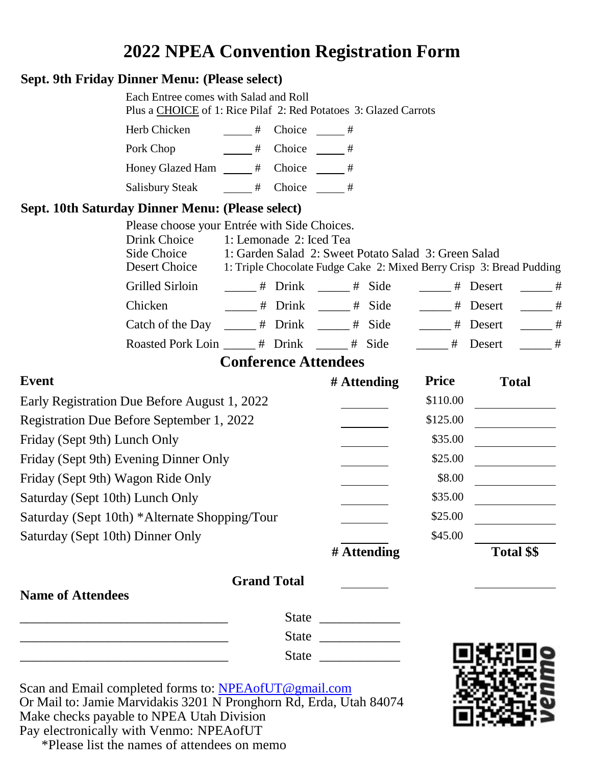# 2022 NPEA Convention Registration Form

**Sept. 9th Friday Dinner Menu: (Please select)**

Each Entree comes with Salad and Roll
Plus a CHOICE of 1: Rice Pilaf 2: Red Potatoes 3: Glazed Carrots

| | | |
|---|---|---|
| Herb Chicken | _____ # | Choice _____ # |
| Pork Chop | _____ # | Choice _____ # |
| Honey Glazed Ham | _____ # | Choice _____ # |
| Salisbury Steak | _____ # | Choice _____ # |

**Sept. 10th Saturday Dinner Menu: (Please select)**

Please choose your Entrée with Side Choices.

Drink Choice 1: Lemonade 2: Iced Tea
Side Choice 1: Garden Salad 2: Sweet Potato Salad 3: Green Salad
Desert Choice 1: Triple Chocolate Fudge Cake 2: Mixed Berry Crisp 3: Bread Pudding

| | | | | |
|---|---|---|---|---|
| Grilled Sirloin | _____ # | Drink _____ # | Side _____ # | Desert _____ # |
| Chicken | _____ # | Drink _____ # | Side _____ # | Desert _____ # |
| Catch of the Day | _____ # | Drink _____ # | Side _____ # | Desert _____ # |
| Roasted Pork Loin | _____ # | Drink _____ # | Side _____ # | Desert _____ # |

## Conference Attendees

| Event | # Attending | Price | Total |
|---|---|---|---|
| Early Registration Due Before August 1, 2022 | ________ | $110.00 | ____________ |
| Registration Due Before September 1, 2022 | ________ | $125.00 | ____________ |
| Friday (Sept 9th) Lunch Only | ________ | $35.00 | ____________ |
| Friday (Sept 9th) Evening Dinner Only | ________ | $25.00 | ____________ |
| Friday (Sept 9th) Wagon Ride Only | ________ | $8.00 | ____________ |
| Saturday (Sept 10th) Lunch Only | ________ | $35.00 | ____________ |
| Saturday (Sept 10th) *Alternate Shopping/Tour | ________ | $25.00 | ____________ |
| Saturday (Sept 10th) Dinner Only | ________ | $45.00 | ____________ |
| | **# Attending** | | **Total $$** |
| **Grand Total** | ________ | | ____________ |

**Name of Attendees**

______________________________ State ____________
______________________________ State ____________
______________________________ State ____________

Scan and Email completed forms to: NPEAofUT@gmail.com
Or Mail to: Jamie Marvidakis 3201 N Pronghorn Rd, Erda, Utah 84074
Make checks payable to NPEA Utah Division
Pay electronically with Venmo: NPEAofUT
*Please list the names of attendees on memo

venmo